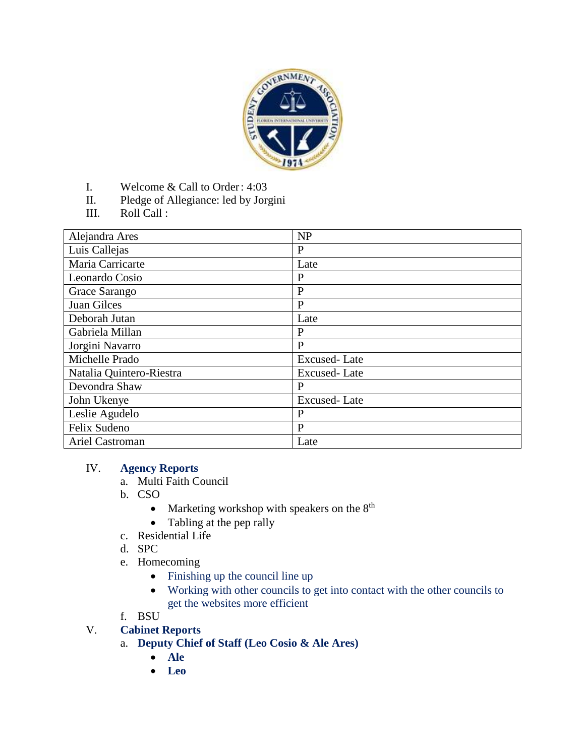I. Welcome & Call to Order: 4:03

II. Pledge of Allegiance: led by Jorgini

III. Roll Call :

| Alejandra Ares | NP |
|---|---|
| Luis Callejas | P |
| Maria Carricarte | Late |
| Leonardo Cosio | P |
| Grace Sarango | P |
| Juan Gilces | P |
| Deborah Jutan | Late |
| Gabriela Millan | P |
| Jorgini Navarro | P |
| Michelle Prado | Excused- Late |
| Natalia Quintero-Riestra | Excused- Late |
| Devondra Shaw | P |
| John Ukenye | Excused- Late |
| Leslie Agudelo | P |
| Felix Sudeno | P |
| Ariel Castroman | Late |

IV. **Agency Reports**

a. Multi Faith Council

b. CSO
   - Marketing workshop with speakers on the 8th
   - Tabling at the pep rally

c. Residential Life

d. SPC

e. Homecoming
   - Finishing up the council line up
   - Working with other councils to get into contact with the other councils to get the websites more efficient

f. BSU

V. **Cabinet Reports**

a. **Deputy Chief of Staff (Leo Cosio & Ale Ares)**
   - **Ale**
   - **Leo**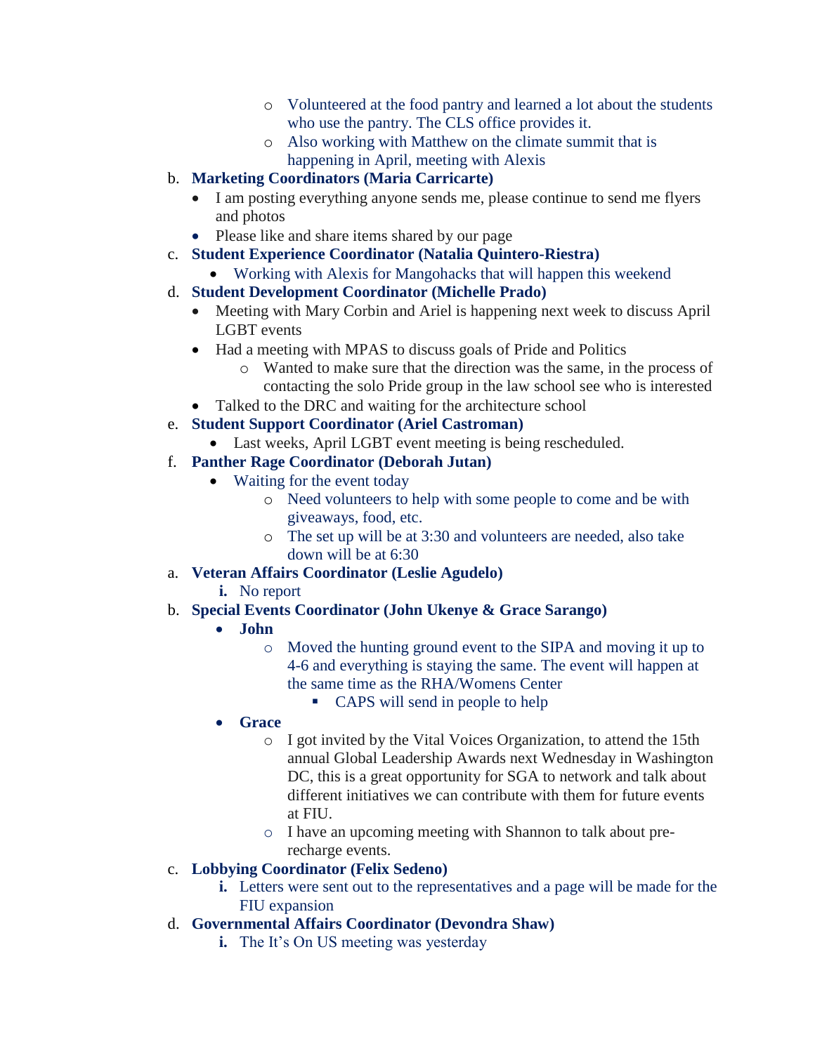- Volunteered at the food pantry and learned a lot about the students who use the pantry. The CLS office provides it.
- Also working with Matthew on the climate summit that is happening in April, meeting with Alexis

b. **Marketing Coordinators (Maria Carricarte)**

- I am posting everything anyone sends me, please continue to send me flyers and photos
- Please like and share items shared by our page

c. **Student Experience Coordinator (Natalia Quintero-Riestra)**

- Working with Alexis for Mangohacks that will happen this weekend

d. **Student Development Coordinator (Michelle Prado)**

- Meeting with Mary Corbin and Ariel is happening next week to discuss April LGBT events
- Had a meeting with MPAS to discuss goals of Pride and Politics
    - Wanted to make sure that the direction was the same, in the process of contacting the solo Pride group in the law school see who is interested
- Talked to the DRC and waiting for the architecture school

e. **Student Support Coordinator (Ariel Castroman)**

- Last weeks, April LGBT event meeting is being rescheduled.

f. **Panther Rage Coordinator (Deborah Jutan)**

- Waiting for the event today
    - Need volunteers to help with some people to come and be with giveaways, food, etc.
    - The set up will be at 3:30 and volunteers are needed, also take down will be at 6:30

a. **Veteran Affairs Coordinator (Leslie Agudelo)**

   i. No report

b. **Special Events Coordinator (John Ukenye & Grace Sarango)**

- **John**
    - Moved the hunting ground event to the SIPA and moving it up to 4-6 and everything is staying the same. The event will happen at the same time as the RHA/Womens Center
        - CAPS will send in people to help
- **Grace**
    - I got invited by the Vital Voices Organization, to attend the 15th annual Global Leadership Awards next Wednesday in Washington DC, this is a great opportunity for SGA to network and talk about different initiatives we can contribute with them for future events at FIU.
    - I have an upcoming meeting with Shannon to talk about pre-recharge events.

c. **Lobbying Coordinator (Felix Sedeno)**

   i. Letters were sent out to the representatives and a page will be made for the FIU expansion

d. **Governmental Affairs Coordinator (Devondra Shaw)**

   i. The It's On US meeting was yesterday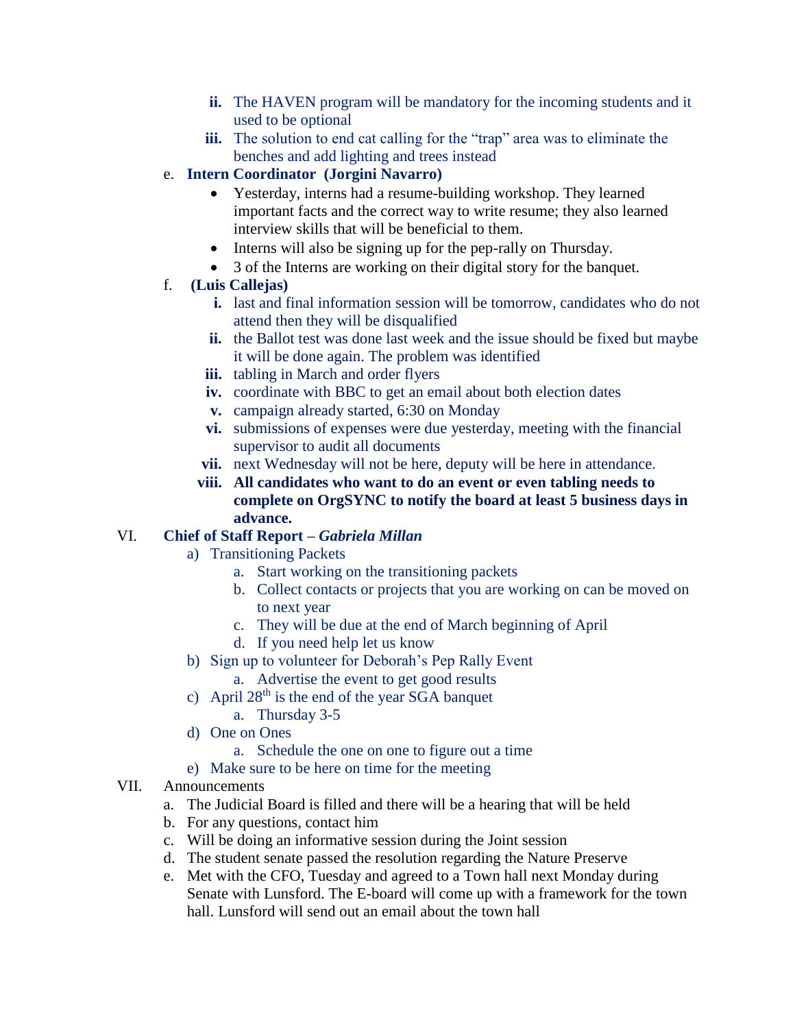- ii. The HAVEN program will be mandatory for the incoming students and it used to be optional
   - iii. The solution to end cat calling for the "trap" area was to eliminate the benches and add lighting and trees instead

e. **Intern Coordinator (Jorgini Navarro)**
   - Yesterday, interns had a resume-building workshop. They learned important facts and the correct way to write resume; they also learned interview skills that will be beneficial to them.
   - Interns will also be signing up for the pep-rally on Thursday.
   - 3 of the Interns are working on their digital story for the banquet.

f. **(Luis Callejas)**
   - i. last and final information session will be tomorrow, candidates who do not attend then they will be disqualified
   - ii. the Ballot test was done last week and the issue should be fixed but maybe it will be done again. The problem was identified
   - iii. tabling in March and order flyers
   - iv. coordinate with BBC to get an email about both election dates
   - v. campaign already started, 6:30 on Monday
   - vi. submissions of expenses were due yesterday, meeting with the financial supervisor to audit all documents
   - vii. next Wednesday will not be here, deputy will be here in attendance.
   - viii. **All candidates who want to do an event or even tabling needs to complete on OrgSYNC to notify the board at least 5 business days in advance.**

VI. **Chief of Staff Report – *Gabriela Millan***

a) Transitioning Packets
   - a. Start working on the transitioning packets
   - b. Collect contacts or projects that you are working on can be moved on to next year
   - c. They will be due at the end of March beginning of April
   - d. If you need help let us know

b) Sign up to volunteer for Deborah's Pep Rally Event
   - a. Advertise the event to get good results

c) April 28th is the end of the year SGA banquet
   - a. Thursday 3-5

d) One on Ones
   - a. Schedule the one on one to figure out a time

e) Make sure to be here on time for the meeting

VII. Announcements

a. The Judicial Board is filled and there will be a hearing that will be held
b. For any questions, contact him
c. Will be doing an informative session during the Joint session
d. The student senate passed the resolution regarding the Nature Preserve
e. Met with the CFO, Tuesday and agreed to a Town hall next Monday during Senate with Lunsford. The E-board will come up with a framework for the town hall. Lunsford will send out an email about the town hall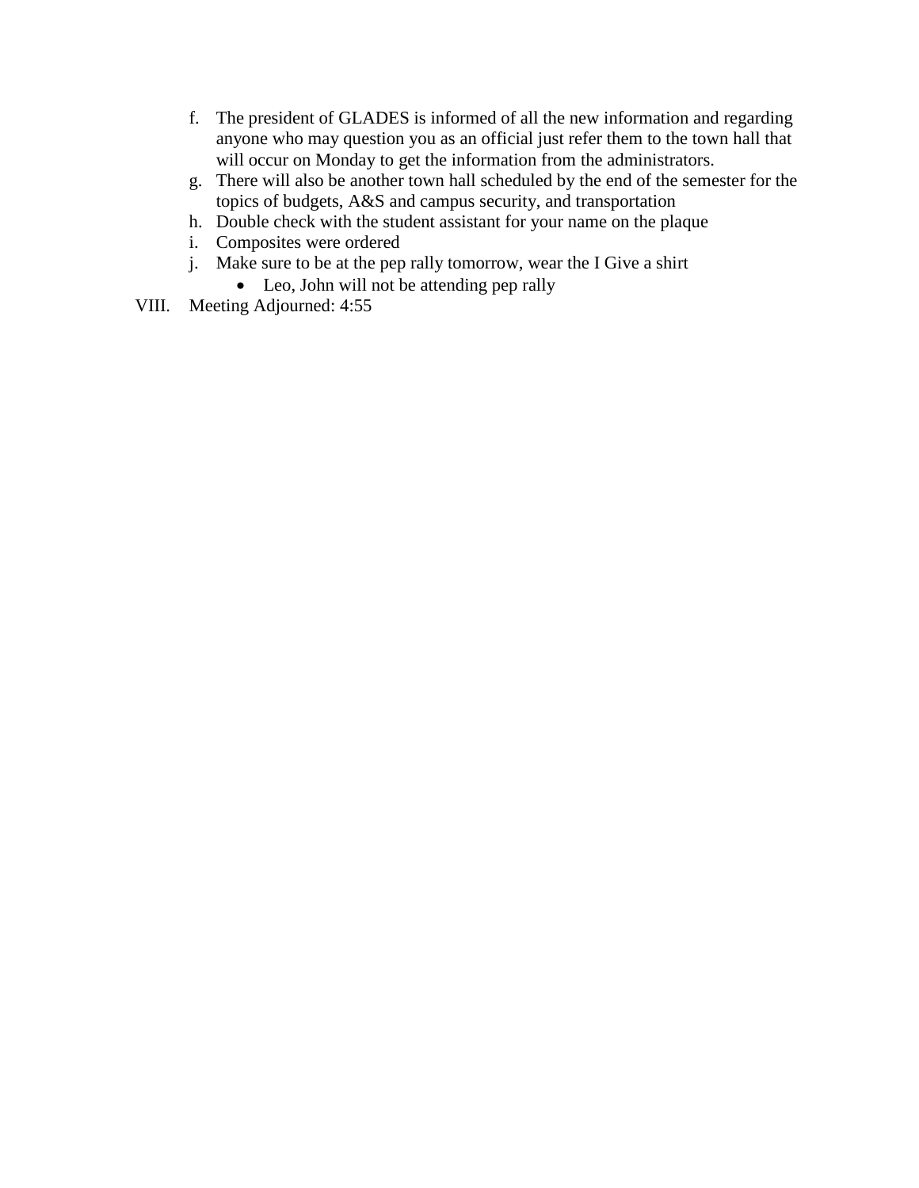f. The president of GLADES is informed of all the new information and regarding anyone who may question you as an official just refer them to the town hall that will occur on Monday to get the information from the administrators.
g. There will also be another town hall scheduled by the end of the semester for the topics of budgets, A&S and campus security, and transportation
h. Double check with the student assistant for your name on the plaque
i. Composites were ordered
j. Make sure to be at the pep rally tomorrow, wear the I Give a shirt
   - Leo, John will not be attending pep rally

VIII. Meeting Adjourned: 4:55